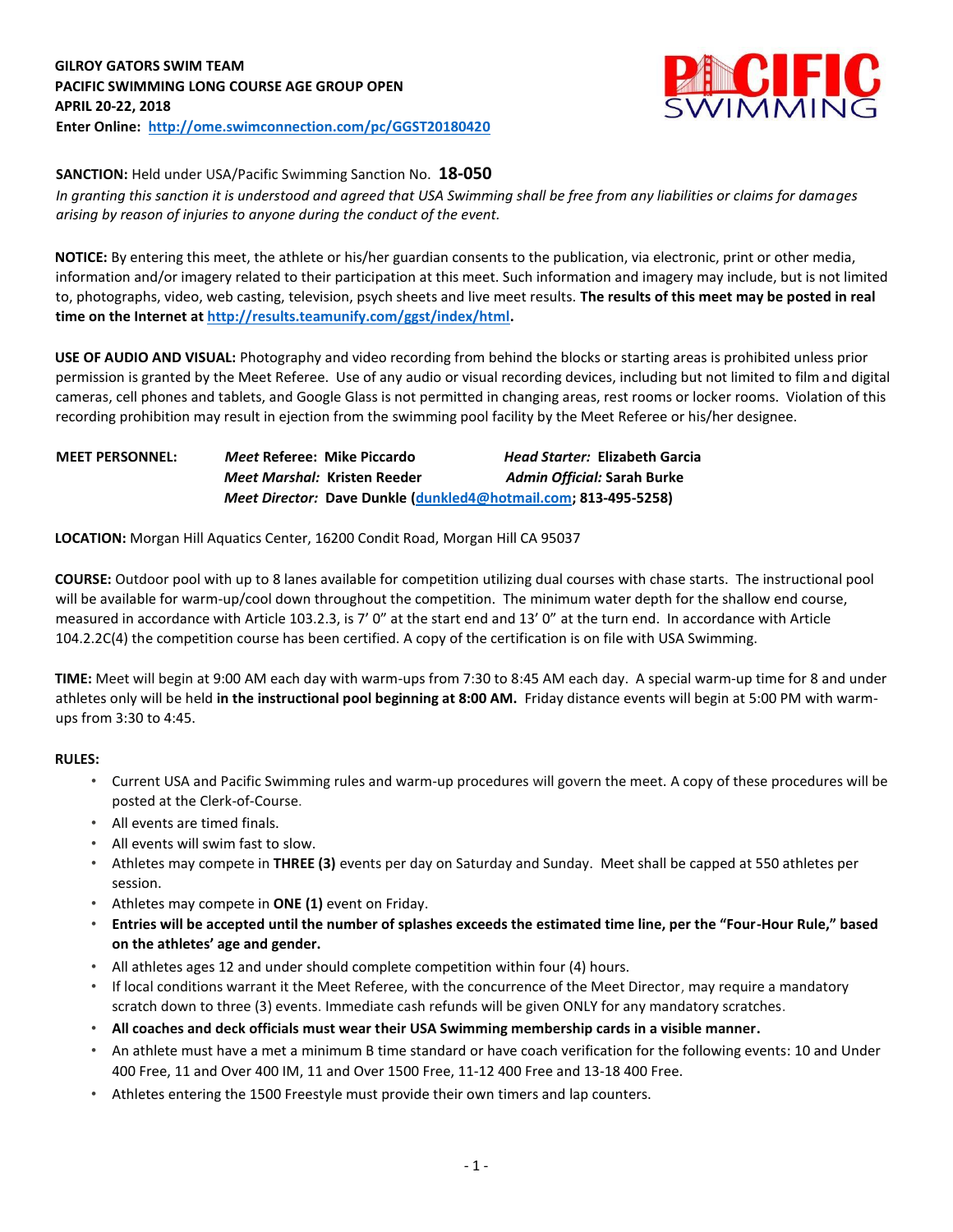**GILROY GATORS SWIM TEAM**
**PACIFIC SWIMMING LONG COURSE AGE GROUP OPEN**
**APRIL 20-22, 2018**
**Enter Online: http://ome.swimconnection.com/pc/GGST20180420**

**SANCTION:** Held under USA/Pacific Swimming Sanction No. **18-050**
*In granting this sanction it is understood and agreed that USA Swimming shall be free from any liabilities or claims for damages arising by reason of injuries to anyone during the conduct of the event.*

**NOTICE:** By entering this meet, the athlete or his/her guardian consents to the publication, via electronic, print or other media, information and/or imagery related to their participation at this meet. Such information and imagery may include, but is not limited to, photographs, video, web casting, television, psych sheets and live meet results. **The results of this meet may be posted in real time on the Internet at http://results.teamunify.com/ggst/index/html.**

**USE OF AUDIO AND VISUAL:** Photography and video recording from behind the blocks or starting areas is prohibited unless prior permission is granted by the Meet Referee. Use of any audio or visual recording devices, including but not limited to film and digital cameras, cell phones and tablets, and Google Glass is not permitted in changing areas, rest rooms or locker rooms. Violation of this recording prohibition may result in ejection from the swimming pool facility by the Meet Referee or his/her designee.

**MEET PERSONNEL:**
***Meet Referee:*** **Mike Piccardo** — ***Head Starter:*** **Elizabeth Garcia**
***Meet Marshal:*** **Kristen Reeder** — ***Admin Official:*** **Sarah Burke**
***Meet Director:*** **Dave Dunkle (dunkled4@hotmail.com; 813-495-5258)**

**LOCATION:** Morgan Hill Aquatics Center, 16200 Condit Road, Morgan Hill CA 95037

**COURSE:** Outdoor pool with up to 8 lanes available for competition utilizing dual courses with chase starts. The instructional pool will be available for warm-up/cool down throughout the competition. The minimum water depth for the shallow end course, measured in accordance with Article 103.2.3, is 7' 0" at the start end and 13' 0" at the turn end. In accordance with Article 104.2.2C(4) the competition course has been certified. A copy of the certification is on file with USA Swimming.

**TIME:** Meet will begin at 9:00 AM each day with warm-ups from 7:30 to 8:45 AM each day. A special warm-up time for 8 and under athletes only will be held **in the instructional pool beginning at 8:00 AM.** Friday distance events will begin at 5:00 PM with warm-ups from 3:30 to 4:45.

**RULES:**

- Current USA and Pacific Swimming rules and warm-up procedures will govern the meet. A copy of these procedures will be posted at the Clerk-of-Course.
- All events are timed finals.
- All events will swim fast to slow.
- Athletes may compete in **THREE (3)** events per day on Saturday and Sunday. Meet shall be capped at 550 athletes per session.
- Athletes may compete in **ONE (1)** event on Friday.
- **Entries will be accepted until the number of splashes exceeds the estimated time line, per the "Four-Hour Rule," based on the athletes' age and gender.**
- All athletes ages 12 and under should complete competition within four (4) hours.
- If local conditions warrant it the Meet Referee, with the concurrence of the Meet Director, may require a mandatory scratch down to three (3) events. Immediate cash refunds will be given ONLY for any mandatory scratches.
- **All coaches and deck officials must wear their USA Swimming membership cards in a visible manner.**
- An athlete must have a met a minimum B time standard or have coach verification for the following events: 10 and Under 400 Free, 11 and Over 400 IM, 11 and Over 1500 Free, 11-12 400 Free and 13-18 400 Free.
- Athletes entering the 1500 Freestyle must provide their own timers and lap counters.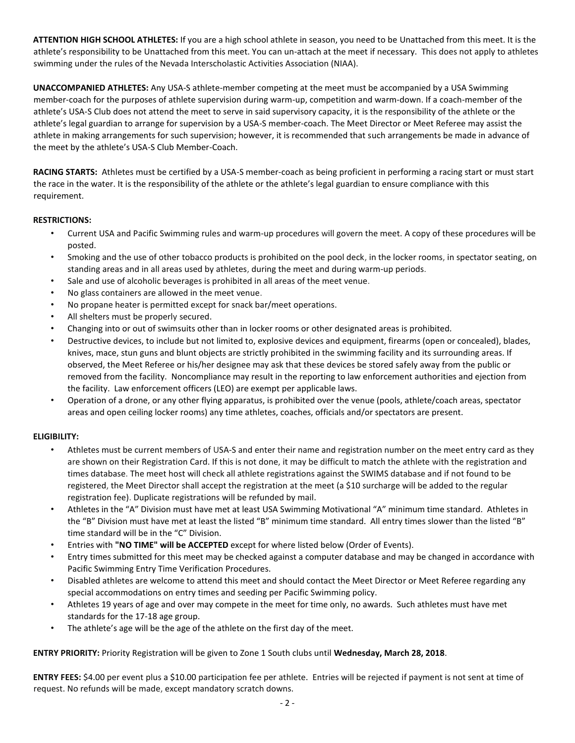**ATTENTION HIGH SCHOOL ATHLETES:** If you are a high school athlete in season, you need to be Unattached from this meet. It is the athlete's responsibility to be Unattached from this meet. You can un-attach at the meet if necessary. This does not apply to athletes swimming under the rules of the Nevada Interscholastic Activities Association (NIAA).

**UNACCOMPANIED ATHLETES:** Any USA-S athlete-member competing at the meet must be accompanied by a USA Swimming member-coach for the purposes of athlete supervision during warm-up, competition and warm-down. If a coach-member of the athlete's USA-S Club does not attend the meet to serve in said supervisory capacity, it is the responsibility of the athlete or the athlete's legal guardian to arrange for supervision by a USA-S member-coach. The Meet Director or Meet Referee may assist the athlete in making arrangements for such supervision; however, it is recommended that such arrangements be made in advance of the meet by the athlete's USA-S Club Member-Coach.

**RACING STARTS:** Athletes must be certified by a USA-S member-coach as being proficient in performing a racing start or must start the race in the water. It is the responsibility of the athlete or the athlete's legal guardian to ensure compliance with this requirement.

**RESTRICTIONS:**

- Current USA and Pacific Swimming rules and warm-up procedures will govern the meet. A copy of these procedures will be posted.
- Smoking and the use of other tobacco products is prohibited on the pool deck, in the locker rooms, in spectator seating, on standing areas and in all areas used by athletes, during the meet and during warm-up periods.
- Sale and use of alcoholic beverages is prohibited in all areas of the meet venue.
- No glass containers are allowed in the meet venue.
- No propane heater is permitted except for snack bar/meet operations.
- All shelters must be properly secured.
- Changing into or out of swimsuits other than in locker rooms or other designated areas is prohibited.
- Destructive devices, to include but not limited to, explosive devices and equipment, firearms (open or concealed), blades, knives, mace, stun guns and blunt objects are strictly prohibited in the swimming facility and its surrounding areas. If observed, the Meet Referee or his/her designee may ask that these devices be stored safely away from the public or removed from the facility. Noncompliance may result in the reporting to law enforcement authorities and ejection from the facility. Law enforcement officers (LEO) are exempt per applicable laws.
- Operation of a drone, or any other flying apparatus, is prohibited over the venue (pools, athlete/coach areas, spectator areas and open ceiling locker rooms) any time athletes, coaches, officials and/or spectators are present.

**ELIGIBILITY:**

- Athletes must be current members of USA-S and enter their name and registration number on the meet entry card as they are shown on their Registration Card. If this is not done, it may be difficult to match the athlete with the registration and times database. The meet host will check all athlete registrations against the SWIMS database and if not found to be registered, the Meet Director shall accept the registration at the meet (a $10 surcharge will be added to the regular registration fee). Duplicate registrations will be refunded by mail.
- Athletes in the "A" Division must have met at least USA Swimming Motivational "A" minimum time standard. Athletes in the "B" Division must have met at least the listed "B" minimum time standard. All entry times slower than the listed "B" time standard will be in the "C" Division.
- Entries with **"NO TIME" will be ACCEPTED** except for where listed below (Order of Events).
- Entry times submitted for this meet may be checked against a computer database and may be changed in accordance with Pacific Swimming Entry Time Verification Procedures.
- Disabled athletes are welcome to attend this meet and should contact the Meet Director or Meet Referee regarding any special accommodations on entry times and seeding per Pacific Swimming policy.
- Athletes 19 years of age and over may compete in the meet for time only, no awards. Such athletes must have met standards for the 17-18 age group.
- The athlete's age will be the age of the athlete on the first day of the meet.

**ENTRY PRIORITY:** Priority Registration will be given to Zone 1 South clubs until **Wednesday, March 28, 2018**.

**ENTRY FEES:** $4.00 per event plus a $10.00 participation fee per athlete. Entries will be rejected if payment is not sent at time of request. No refunds will be made, except mandatory scratch downs.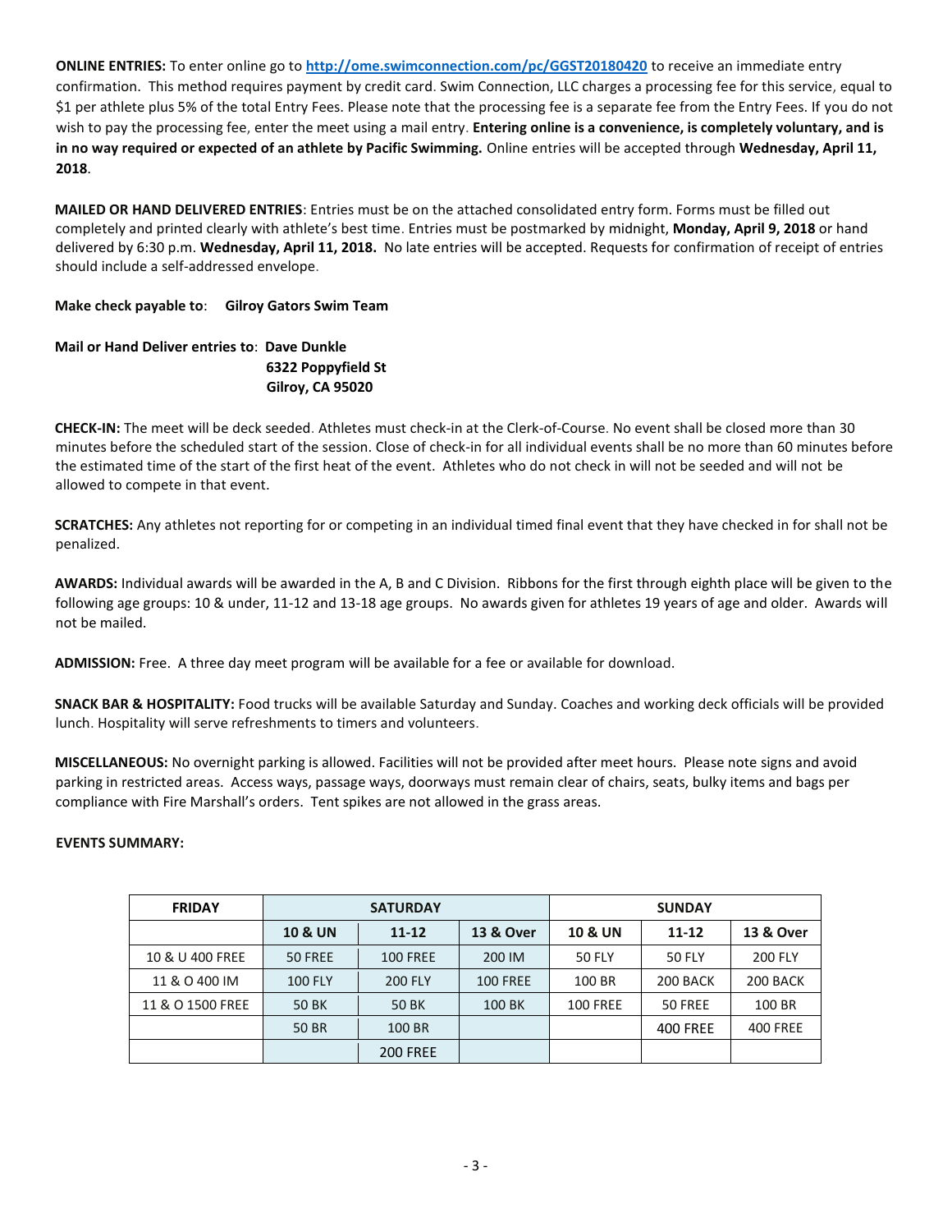**ONLINE ENTRIES:** To enter online go to **http://ome.swimconnection.com/pc/GGST20180420** to receive an immediate entry confirmation. This method requires payment by credit card. Swim Connection, LLC charges a processing fee for this service, equal to $1 per athlete plus 5% of the total Entry Fees. Please note that the processing fee is a separate fee from the Entry Fees. If you do not wish to pay the processing fee, enter the meet using a mail entry. **Entering online is a convenience, is completely voluntary, and is in no way required or expected of an athlete by Pacific Swimming.** Online entries will be accepted through **Wednesday, April 11, 2018**.

**MAILED OR HAND DELIVERED ENTRIES**: Entries must be on the attached consolidated entry form. Forms must be filled out completely and printed clearly with athlete's best time. Entries must be postmarked by midnight, **Monday, April 9, 2018** or hand delivered by 6:30 p.m. **Wednesday, April 11, 2018.** No late entries will be accepted. Requests for confirmation of receipt of entries should include a self-addressed envelope.

**Make check payable to**: **Gilroy Gators Swim Team**

**Mail or Hand Deliver entries to**: **Dave Dunkle**
**6322 Poppyfield St**
**Gilroy, CA 95020**

**CHECK-IN:** The meet will be deck seeded. Athletes must check-in at the Clerk-of-Course. No event shall be closed more than 30 minutes before the scheduled start of the session. Close of check-in for all individual events shall be no more than 60 minutes before the estimated time of the start of the first heat of the event. Athletes who do not check in will not be seeded and will not be allowed to compete in that event.

**SCRATCHES:** Any athletes not reporting for or competing in an individual timed final event that they have checked in for shall not be penalized.

**AWARDS:** Individual awards will be awarded in the A, B and C Division. Ribbons for the first through eighth place will be given to the following age groups: 10 & under, 11-12 and 13-18 age groups. No awards given for athletes 19 years of age and older. Awards will not be mailed.

**ADMISSION:** Free. A three day meet program will be available for a fee or available for download.

**SNACK BAR & HOSPITALITY:** Food trucks will be available Saturday and Sunday. Coaches and working deck officials will be provided lunch. Hospitality will serve refreshments to timers and volunteers.

**MISCELLANEOUS:** No overnight parking is allowed. Facilities will not be provided after meet hours. Please note signs and avoid parking in restricted areas. Access ways, passage ways, doorways must remain clear of chairs, seats, bulky items and bags per compliance with Fire Marshall's orders. Tent spikes are not allowed in the grass areas.

**EVENTS SUMMARY:**

| FRIDAY | SATURDAY | | | SUNDAY | | |
|---|---|---|---|---|---|---|
| | 10 & UN | 11-12 | 13 & Over | 10 & UN | 11-12 | 13 & Over |
| 10 & U 400 FREE | 50 FREE | 100 FREE | 200 IM | 50 FLY | 50 FLY | 200 FLY |
| 11 & O 400 IM | 100 FLY | 200 FLY | 100 FREE | 100 BR | 200 BACK | 200 BACK |
| 11 & O 1500 FREE | 50 BK | 50 BK | 100 BK | 100 FREE | 50 FREE | 100 BR |
| | 50 BR | 100 BR | | | 400 FREE | 400 FREE |
| | | 200 FREE | | | | |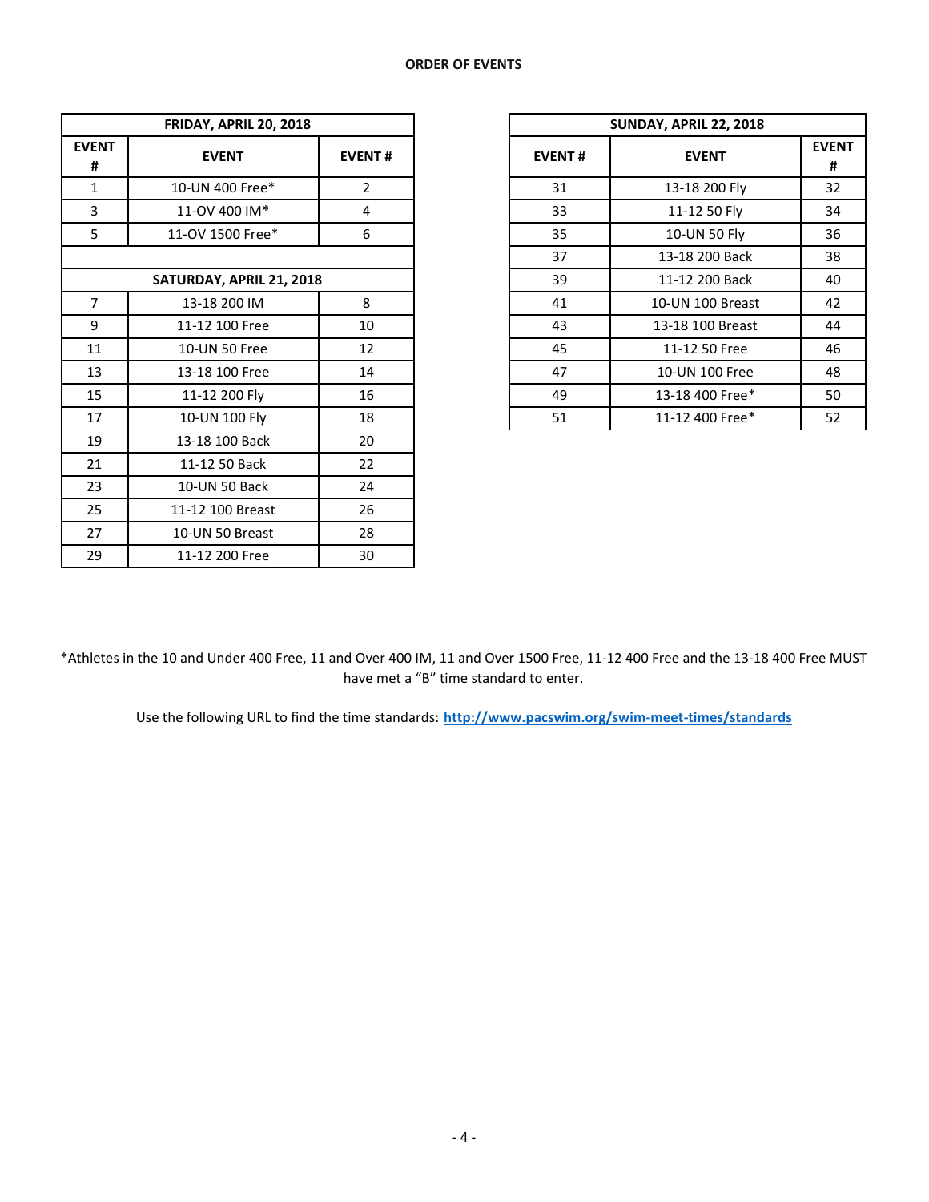## ORDER OF EVENTS

| EVENT # | EVENT | EVENT # |
|---|---|---|
| **FRIDAY, APRIL 20, 2018** | | |
| 1 | 10-UN 400 Free* | 2 |
| 3 | 11-OV 400 IM* | 4 |
| 5 | 11-OV 1500 Free* | 6 |
| **SATURDAY, APRIL 21, 2018** | | |
| 7 | 13-18 200 IM | 8 |
| 9 | 11-12 100 Free | 10 |
| 11 | 10-UN 50 Free | 12 |
| 13 | 13-18 100 Free | 14 |
| 15 | 11-12 200 Fly | 16 |
| 17 | 10-UN 100 Fly | 18 |
| 19 | 13-18 100 Back | 20 |
| 21 | 11-12 50 Back | 22 |
| 23 | 10-UN 50 Back | 24 |
| 25 | 11-12 100 Breast | 26 |
| 27 | 10-UN 50 Breast | 28 |
| 29 | 11-12 200 Free | 30 |

| EVENT # | EVENT | EVENT # |
|---|---|---|
| **SUNDAY, APRIL 22, 2018** | | |
| 31 | 13-18 200 Fly | 32 |
| 33 | 11-12 50 Fly | 34 |
| 35 | 10-UN 50 Fly | 36 |
| 37 | 13-18 200 Back | 38 |
| 39 | 11-12 200 Back | 40 |
| 41 | 10-UN 100 Breast | 42 |
| 43 | 13-18 100 Breast | 44 |
| 45 | 11-12 50 Free | 46 |
| 47 | 10-UN 100 Free | 48 |
| 49 | 13-18 400 Free* | 50 |
| 51 | 11-12 400 Free* | 52 |

*Athletes in the 10 and Under 400 Free, 11 and Over 400 IM, 11 and Over 1500 Free, 11-12 400 Free and the 13-18 400 Free MUST have met a "B" time standard to enter.

Use the following URL to find the time standards: **http://www.pacswim.org/swim-meet-times/standards**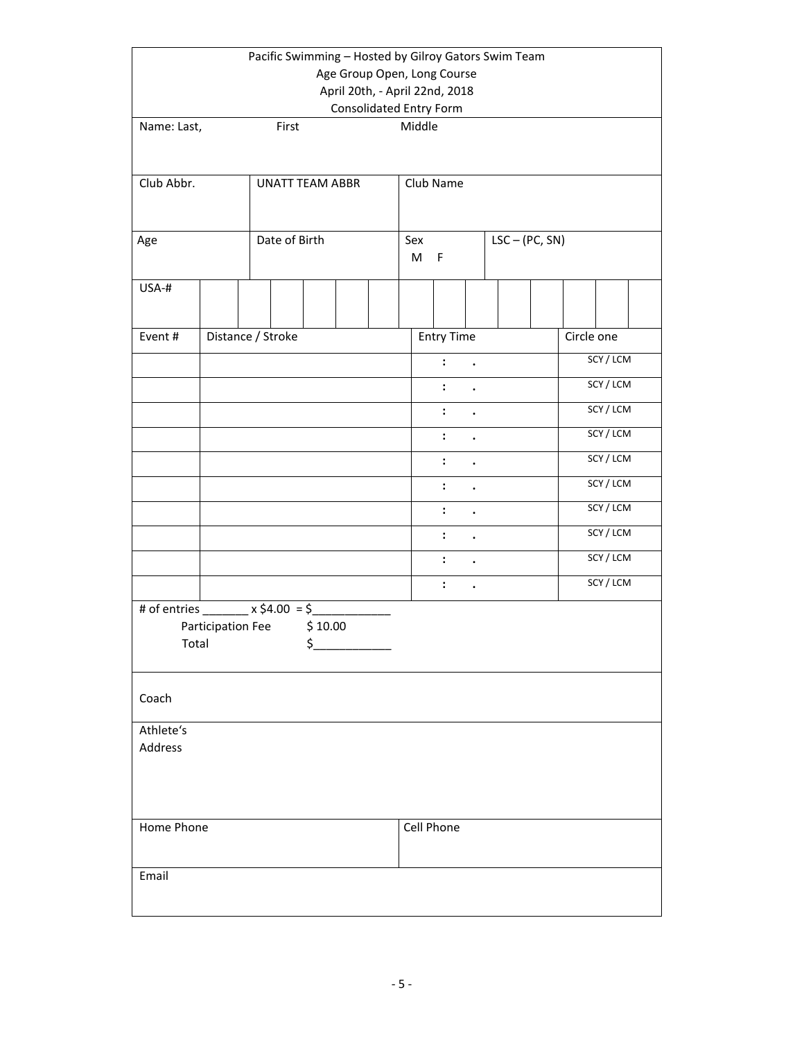Pacific Swimming – Hosted by Gilroy Gators Swim Team

Age Group Open, Long Course

April 20th, - April 22nd, 2018

Consolidated Entry Form

| Name: Last, | First | Middle |
|---|---|---|
| | | |

| Club Abbr. | UNATT TEAM ABBR | Club Name |
|---|---|---|
| | | |

| Age | Date of Birth | Sex M F | LSC – (PC, SN) |
|---|---|---|---|
| | | | |

| USA-# | | | | | | | | | | | | | | |
|---|---|---|---|---|---|---|---|---|---|---|---|---|---|---|
| | | | | | | | | | | | | | | |

| Event # | Distance / Stroke | Entry Time | Circle one |
|---|---|---|---|
| | | : . | SCY / LCM |
| | | : . | SCY / LCM |
| | | : . | SCY / LCM |
| | | : . | SCY / LCM |
| | | : . | SCY / LCM |
| | | : . | SCY / LCM |
| | | : . | SCY / LCM |
| | | : . | SCY / LCM |
| | | : . | SCY / LCM |
| | | : . | SCY / LCM |

\# of entries _______ x $4.00 = $____________

Participation Fee $ 10.00

Total $____________

Coach

Athlete's Address

| Home Phone | Cell Phone |
|---|---|
| | |

Email